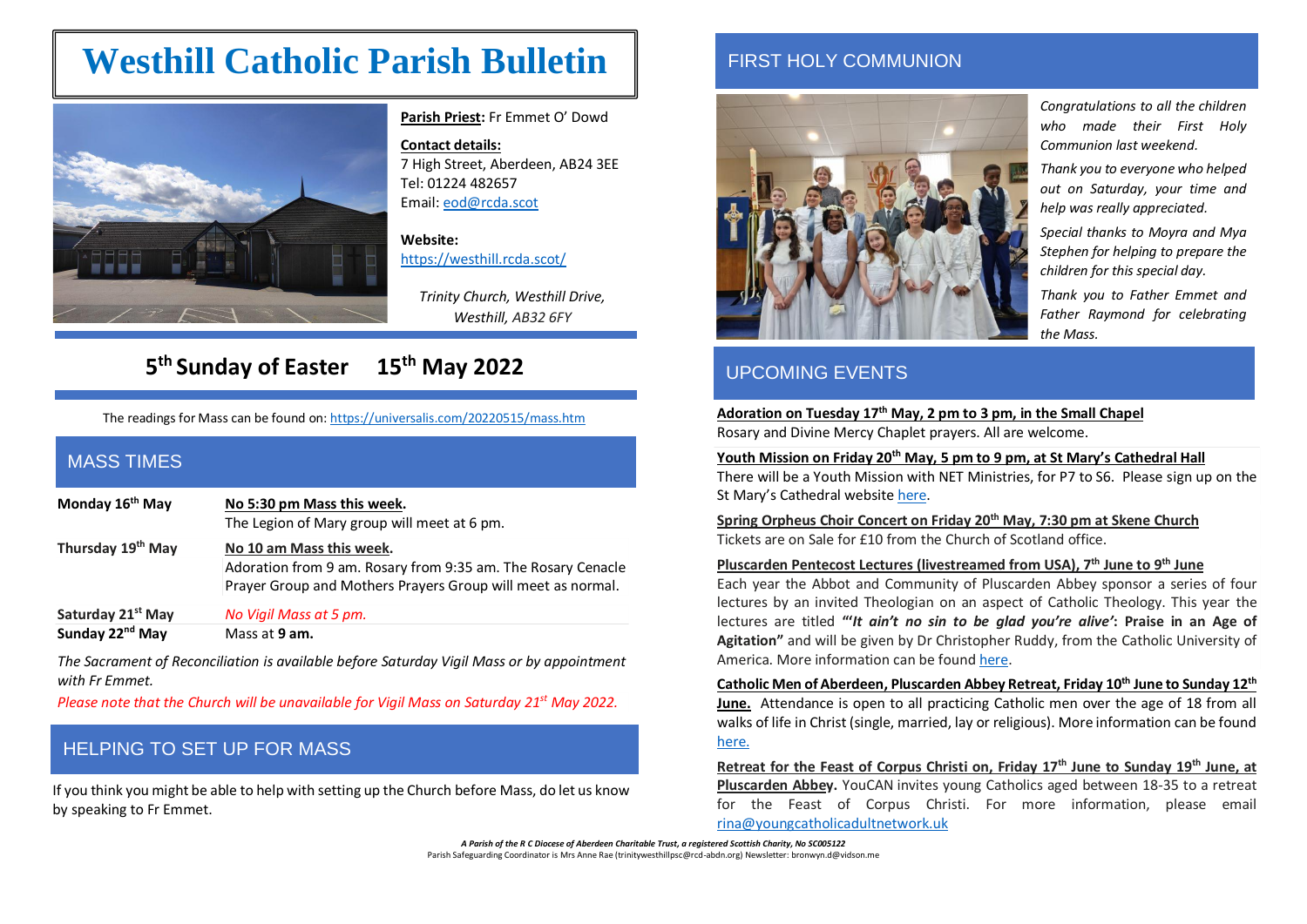# Westhill Catholic Parish Bulletin

**Parish Priest:** Fr Emmet O' Dowd

**Contact details:**
7 High Street, Aberdeen, AB24 3EE
Tel: 01224 482657
Email: eod@rcda.scot

**Website:**
https://westhill.rcda.scot/

*Trinity Church, Westhill Drive, Westhill, AB32 6FY*

## 5th Sunday of Easter 15th May 2022

The readings for Mass can be found on: https://universalis.com/20220515/mass.htm

## MASS TIMES

| | |
|---|---|
| **Monday 16th May** | **No 5:30 pm Mass this week.** The Legion of Mary group will meet at 6 pm. |
| **Thursday 19th May** | **No 10 am Mass this week.** Adoration from 9 am. Rosary from 9:35 am. The Rosary Cenacle Prayer Group and Mothers Prayers Group will meet as normal. |
| **Saturday 21st May** | *No Vigil Mass at 5 pm.* |
| **Sunday 22nd May** | Mass at **9 am.** |

*The Sacrament of Reconciliation is available before Saturday Vigil Mass or by appointment with Fr Emmet.*

*Please note that the Church will be unavailable for Vigil Mass on Saturday 21st May 2022.*

## HELPING TO SET UP FOR MASS

If you think you might be able to help with setting up the Church before Mass, do let us know by speaking to Fr Emmet.

## FIRST HOLY COMMUNION

*Congratulations to all the children who made their First Holy Communion last weekend.*

*Thank you to everyone who helped out on Saturday, your time and help was really appreciated.*

*Special thanks to Moyra and Mya Stephen for helping to prepare the children for this special day.*

*Thank you to Father Emmet and Father Raymond for celebrating the Mass.*

## UPCOMING EVENTS

**Adoration on Tuesday 17th May, 2 pm to 3 pm, in the Small Chapel**
Rosary and Divine Mercy Chaplet prayers. All are welcome.

**Youth Mission on Friday 20th May, 5 pm to 9 pm, at St Mary's Cathedral Hall**
There will be a Youth Mission with NET Ministries, for P7 to S6. Please sign up on the St Mary's Cathedral website here.

**Spring Orpheus Choir Concert on Friday 20th May, 7:30 pm at Skene Church**
Tickets are on Sale for £10 from the Church of Scotland office.

**Pluscarden Pentecost Lectures (livestreamed from USA), 7th June to 9th June**
Each year the Abbot and Community of Pluscarden Abbey sponsor a series of four lectures by an invited Theologian on an aspect of Catholic Theology. This year the lectures are titled **"'*It ain't no sin to be glad you're alive'*: Praise in an Age of Agitation"** and will be given by Dr Christopher Ruddy, from the Catholic University of America. More information can be found here.

**Catholic Men of Aberdeen, Pluscarden Abbey Retreat, Friday 10th June to Sunday 12th June.** Attendance is open to all practicing Catholic men over the age of 18 from all walks of life in Christ (single, married, lay or religious). More information can be found here.

**Retreat for the Feast of Corpus Christi on, Friday 17th June to Sunday 19th June, at Pluscarden Abbey.** YouCAN invites young Catholics aged between 18-35 to a retreat for the Feast of Corpus Christi. For more information, please email rina@youngcatholicadultnetwork.uk

*A Parish of the R C Diocese of Aberdeen Charitable Trust, a registered Scottish Charity, No SC005122*
Parish Safeguarding Coordinator is Mrs Anne Rae (trinitywesthillpsc@rcd-abdn.org) Newsletter: bronwyn.d@vidson.me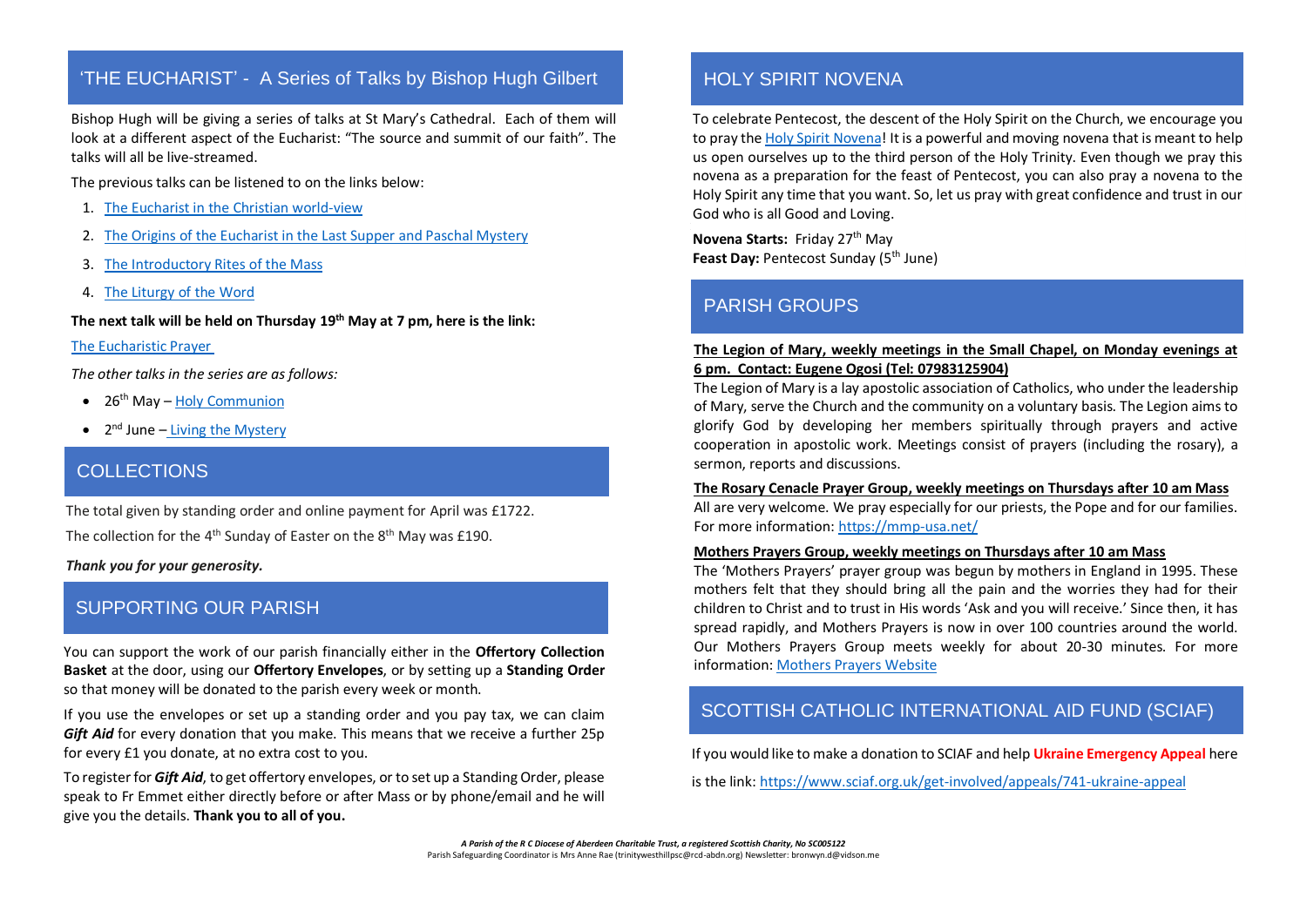## 'THE EUCHARIST' - A Series of Talks by Bishop Hugh Gilbert

Bishop Hugh will be giving a series of talks at St Mary's Cathedral. Each of them will look at a different aspect of the Eucharist: "The source and summit of our faith". The talks will all be live-streamed.

The previous talks can be listened to on the links below:

1. The Eucharist in the Christian world-view
2. The Origins of the Eucharist in the Last Supper and Paschal Mystery
3. The Introductory Rites of the Mass
4. The Liturgy of the Word

**The next talk will be held on Thursday 19th May at 7 pm, here is the link:**

The Eucharistic Prayer

*The other talks in the series are as follows:*

- 26th May – Holy Communion
- 2nd June – Living the Mystery

## COLLECTIONS

The total given by standing order and online payment for April was £1722.

The collection for the 4th Sunday of Easter on the 8th May was £190.

***Thank you for your generosity.***

## SUPPORTING OUR PARISH

You can support the work of our parish financially either in the **Offertory Collection Basket** at the door, using our **Offertory Envelopes**, or by setting up a **Standing Order** so that money will be donated to the parish every week or month.

If you use the envelopes or set up a standing order and you pay tax, we can claim ***Gift Aid*** for every donation that you make. This means that we receive a further 25p for every £1 you donate, at no extra cost to you.

To register for ***Gift Aid***, to get offertory envelopes, or to set up a Standing Order, please speak to Fr Emmet either directly before or after Mass or by phone/email and he will give you the details. **Thank you to all of you.**

## HOLY SPIRIT NOVENA

To celebrate Pentecost, the descent of the Holy Spirit on the Church, we encourage you to pray the Holy Spirit Novena! It is a powerful and moving novena that is meant to help us open ourselves up to the third person of the Holy Trinity. Even though we pray this novena as a preparation for the feast of Pentecost, you can also pray a novena to the Holy Spirit any time that you want. So, let us pray with great confidence and trust in our God who is all Good and Loving.

**Novena Starts:** Friday 27th May
**Feast Day:** Pentecost Sunday (5th June)

## PARISH GROUPS

**The Legion of Mary, weekly meetings in the Small Chapel, on Monday evenings at 6 pm. Contact: Eugene Ogosi (Tel: 07983125904)**

The Legion of Mary is a lay apostolic association of Catholics, who under the leadership of Mary, serve the Church and the community on a voluntary basis. The Legion aims to glorify God by developing her members spiritually through prayers and active cooperation in apostolic work. Meetings consist of prayers (including the rosary), a sermon, reports and discussions.

**The Rosary Cenacle Prayer Group, weekly meetings on Thursdays after 10 am Mass**

All are very welcome. We pray especially for our priests, the Pope and for our families. For more information: https://mmp-usa.net/

**Mothers Prayers Group, weekly meetings on Thursdays after 10 am Mass**

The 'Mothers Prayers' prayer group was begun by mothers in England in 1995. These mothers felt that they should bring all the pain and the worries they had for their children to Christ and to trust in His words 'Ask and you will receive.' Since then, it has spread rapidly, and Mothers Prayers is now in over 100 countries around the world. Our Mothers Prayers Group meets weekly for about 20-30 minutes. For more information: Mothers Prayers Website

## SCOTTISH CATHOLIC INTERNATIONAL AID FUND (SCIAF)

If you would like to make a donation to SCIAF and help **Ukraine Emergency Appeal** here

is the link: https://www.sciaf.org.uk/get-involved/appeals/741-ukraine-appeal

***A Parish of the R C Diocese of Aberdeen Charitable Trust, a registered Scottish Charity, No SC005122***

Parish Safeguarding Coordinator is Mrs Anne Rae (trinitywesthillpsc@rcd-abdn.org) Newsletter: bronwyn.d@vidson.me